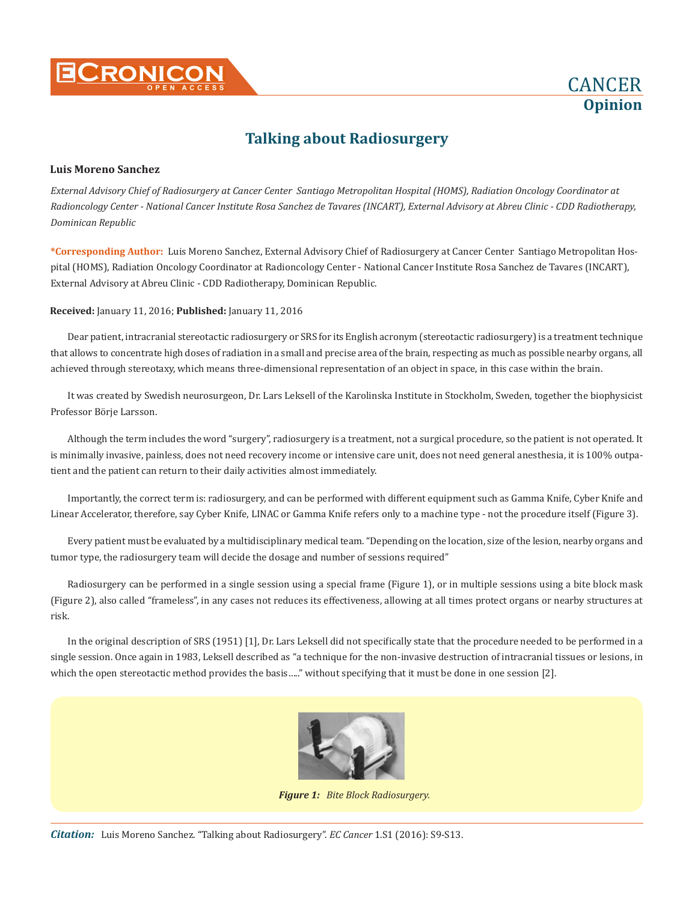# Talking about Radiosurgery

**Luis Moreno Sanchez**

*External Advisory Chief of Radiosurgery at Cancer Center Santiago Metropolitan Hospital (HOMS), Radiation Oncology Coordinator at Radioncology Center - National Cancer Institute Rosa Sanchez de Tavares (INCART), External Advisory at Abreu Clinic - CDD Radiotherapy, Dominican Republic*

**\*Corresponding Author:** Luis Moreno Sanchez, External Advisory Chief of Radiosurgery at Cancer Center Santiago Metropolitan Hospital (HOMS), Radiation Oncology Coordinator at Radioncology Center - National Cancer Institute Rosa Sanchez de Tavares (INCART), External Advisory at Abreu Clinic - CDD Radiotherapy, Dominican Republic.

**Received:** January 11, 2016; **Published:** January 11, 2016

Dear patient, intracranial stereotactic radiosurgery or SRS for its English acronym (stereotactic radiosurgery) is a treatment technique that allows to concentrate high doses of radiation in a small and precise area of the brain, respecting as much as possible nearby organs, all achieved through stereotaxy, which means three-dimensional representation of an object in space, in this case within the brain.

It was created by Swedish neurosurgeon, Dr. Lars Leksell of the Karolinska Institute in Stockholm, Sweden, together the biophysicist Professor Börje Larsson.

Although the term includes the word "surgery", radiosurgery is a treatment, not a surgical procedure, so the patient is not operated. It is minimally invasive, painless, does not need recovery income or intensive care unit, does not need general anesthesia, it is 100% outpatient and the patient can return to their daily activities almost immediately.

Importantly, the correct term is: radiosurgery, and can be performed with different equipment such as Gamma Knife, Cyber Knife and Linear Accelerator, therefore, say Cyber Knife, LINAC or Gamma Knife refers only to a machine type - not the procedure itself (Figure 3).

Every patient must be evaluated by a multidisciplinary medical team. "Depending on the location, size of the lesion, nearby organs and tumor type, the radiosurgery team will decide the dosage and number of sessions required"

Radiosurgery can be performed in a single session using a special frame (Figure 1), or in multiple sessions using a bite block mask (Figure 2), also called "frameless", in any cases not reduces its effectiveness, allowing at all times protect organs or nearby structures at risk.

In the original description of SRS (1951) [1], Dr. Lars Leksell did not specifically state that the procedure needed to be performed in a single session. Once again in 1983, Leksell described as "a technique for the non-invasive destruction of intracranial tissues or lesions, in which the open stereotactic method provides the basis….." without specifying that it must be done in one session [2].

***Figure 1:*** *Bite Block Radiosurgery.*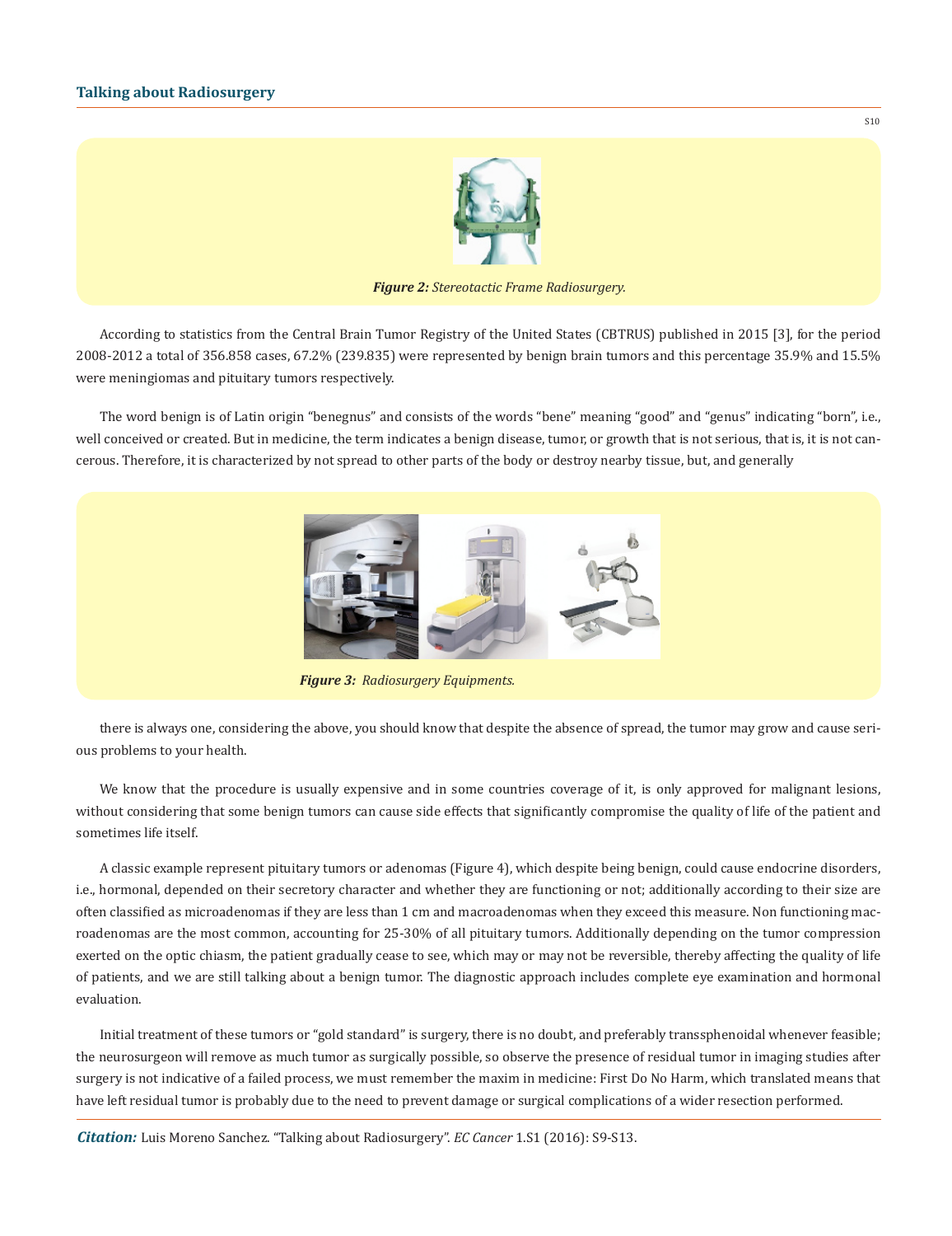*Figure 2: Stereotactic Frame Radiosurgery.*

According to statistics from the Central Brain Tumor Registry of the United States (CBTRUS) published in 2015 [3], for the period 2008-2012 a total of 356.858 cases, 67.2% (239.835) were represented by benign brain tumors and this percentage 35.9% and 15.5% were meningiomas and pituitary tumors respectively.

The word benign is of Latin origin "benegnus" and consists of the words "bene" meaning "good" and "genus" indicating "born", i.e., well conceived or created. But in medicine, the term indicates a benign disease, tumor, or growth that is not serious, that is, it is not cancerous. Therefore, it is characterized by not spread to other parts of the body or destroy nearby tissue, but, and generally

*Figure 3: Radiosurgery Equipments.*

there is always one, considering the above, you should know that despite the absence of spread, the tumor may grow and cause serious problems to your health.

We know that the procedure is usually expensive and in some countries coverage of it, is only approved for malignant lesions, without considering that some benign tumors can cause side effects that significantly compromise the quality of life of the patient and sometimes life itself.

A classic example represent pituitary tumors or adenomas (Figure 4), which despite being benign, could cause endocrine disorders, i.e., hormonal, depended on their secretory character and whether they are functioning or not; additionally according to their size are often classified as microadenomas if they are less than 1 cm and macroadenomas when they exceed this measure. Non functioning macroadenomas are the most common, accounting for 25-30% of all pituitary tumors. Additionally depending on the tumor compression exerted on the optic chiasm, the patient gradually cease to see, which may or may not be reversible, thereby affecting the quality of life of patients, and we are still talking about a benign tumor. The diagnostic approach includes complete eye examination and hormonal evaluation.

Initial treatment of these tumors or "gold standard" is surgery, there is no doubt, and preferably transsphenoidal whenever feasible; the neurosurgeon will remove as much tumor as surgically possible, so observe the presence of residual tumor in imaging studies after surgery is not indicative of a failed process, we must remember the maxim in medicine: First Do No Harm, which translated means that have left residual tumor is probably due to the need to prevent damage or surgical complications of a wider resection performed.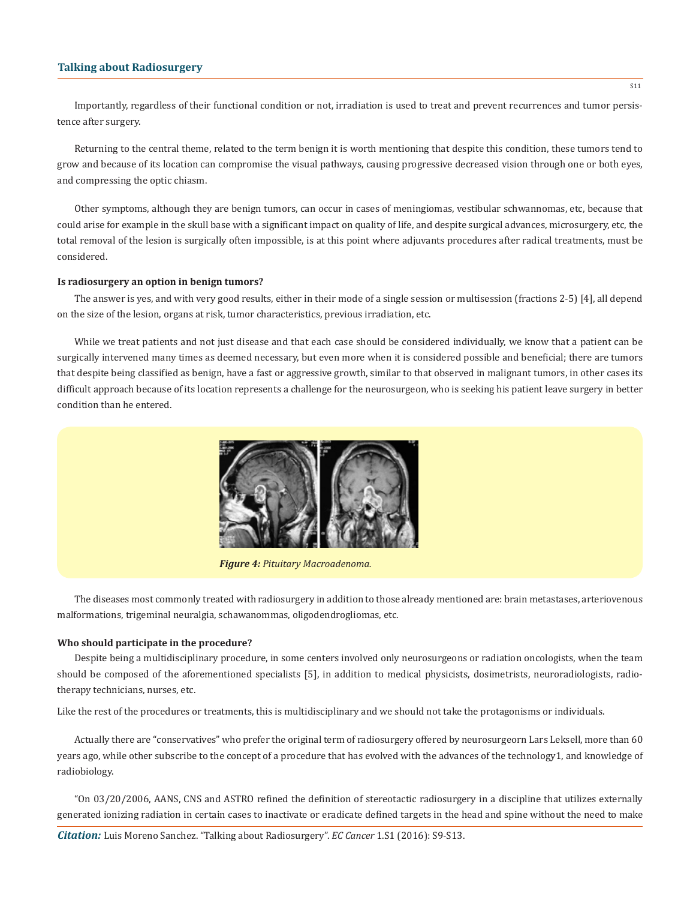Importantly, regardless of their functional condition or not, irradiation is used to treat and prevent recurrences and tumor persistence after surgery.

Returning to the central theme, related to the term benign it is worth mentioning that despite this condition, these tumors tend to grow and because of its location can compromise the visual pathways, causing progressive decreased vision through one or both eyes, and compressing the optic chiasm.

Other symptoms, although they are benign tumors, can occur in cases of meningiomas, vestibular schwannomas, etc, because that could arise for example in the skull base with a significant impact on quality of life, and despite surgical advances, microsurgery, etc, the total removal of the lesion is surgically often impossible, is at this point where adjuvants procedures after radical treatments, must be considered.

**Is radiosurgery an option in benign tumors?**

The answer is yes, and with very good results, either in their mode of a single session or multisession (fractions 2-5) [4], all depend on the size of the lesion, organs at risk, tumor characteristics, previous irradiation, etc.

While we treat patients and not just disease and that each case should be considered individually, we know that a patient can be surgically intervened many times as deemed necessary, but even more when it is considered possible and beneficial; there are tumors that despite being classified as benign, have a fast or aggressive growth, similar to that observed in malignant tumors, in other cases its difficult approach because of its location represents a challenge for the neurosurgeon, who is seeking his patient leave surgery in better condition than he entered.

***Figure 4:*** *Pituitary Macroadenoma.*

The diseases most commonly treated with radiosurgery in addition to those already mentioned are: brain metastases, arteriovenous malformations, trigeminal neuralgia, schawanommas, oligodendrogliomas, etc.

**Who should participate in the procedure?**

Despite being a multidisciplinary procedure, in some centers involved only neurosurgeons or radiation oncologists, when the team should be composed of the aforementioned specialists [5], in addition to medical physicists, dosimetrists, neuroradiologists, radiotherapy technicians, nurses, etc.

Like the rest of the procedures or treatments, this is multidisciplinary and we should not take the protagonisms or individuals.

Actually there are "conservatives" who prefer the original term of radiosurgery offered by neurosurgeorn Lars Leksell, more than 60 years ago, while other subscribe to the concept of a procedure that has evolved with the advances of the technology1, and knowledge of radiobiology.

"On 03/20/2006, AANS, CNS and ASTRO refined the definition of stereotactic radiosurgery in a discipline that utilizes externally generated ionizing radiation in certain cases to inactivate or eradicate defined targets in the head and spine without the need to make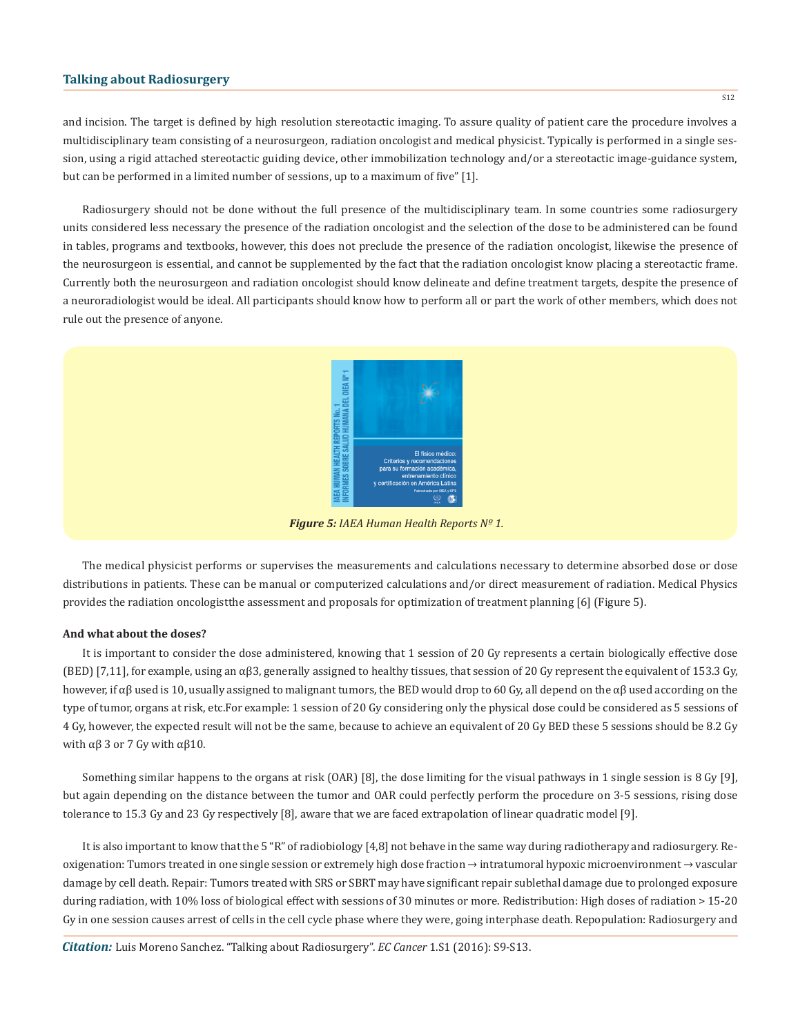and incision. The target is defined by high resolution stereotactic imaging. To assure quality of patient care the procedure involves a multidisciplinary team consisting of a neurosurgeon, radiation oncologist and medical physicist. Typically is performed in a single session, using a rigid attached stereotactic guiding device, other immobilization technology and/or a stereotactic image-guidance system, but can be performed in a limited number of sessions, up to a maximum of five" [1].

Radiosurgery should not be done without the full presence of the multidisciplinary team. In some countries some radiosurgery units considered less necessary the presence of the radiation oncologist and the selection of the dose to be administered can be found in tables, programs and textbooks, however, this does not preclude the presence of the radiation oncologist, likewise the presence of the neurosurgeon is essential, and cannot be supplemented by the fact that the radiation oncologist know placing a stereotactic frame. Currently both the neurosurgeon and radiation oncologist should know delineate and define treatment targets, despite the presence of a neuroradiologist would be ideal. All participants should know how to perform all or part the work of other members, which does not rule out the presence of anyone.

***Figure 5:*** *IAEA Human Health Reports Nº 1.*

The medical physicist performs or supervises the measurements and calculations necessary to determine absorbed dose or dose distributions in patients. These can be manual or computerized calculations and/or direct measurement of radiation. Medical Physics provides the radiation oncologistthe assessment and proposals for optimization of treatment planning [6] (Figure 5).

**And what about the doses?**

It is important to consider the dose administered, knowing that 1 session of 20 Gy represents a certain biologically effective dose (BED) [7,11], for example, using an $\alpha\beta 3$, generally assigned to healthy tissues, that session of 20 Gy represent the equivalent of 153.3 Gy, however, if $\alpha\beta$ used is 10, usually assigned to malignant tumors, the BED would drop to 60 Gy, all depend on the $\alpha\beta$ used according on the type of tumor, organs at risk, etc.For example: 1 session of 20 Gy considering only the physical dose could be considered as 5 sessions of 4 Gy, however, the expected result will not be the same, because to achieve an equivalent of 20 Gy BED these 5 sessions should be 8.2 Gy with $\alpha\beta$ 3 or 7 Gy with $\alpha\beta 10$.

Something similar happens to the organs at risk (OAR) [8], the dose limiting for the visual pathways in 1 single session is 8 Gy [9], but again depending on the distance between the tumor and OAR could perfectly perform the procedure on 3-5 sessions, rising dose tolerance to 15.3 Gy and 23 Gy respectively [8], aware that we are faced extrapolation of linear quadratic model [9].

It is also important to know that the 5 "R" of radiobiology [4,8] not behave in the same way during radiotherapy and radiosurgery. Reoxigenation: Tumors treated in one single session or extremely high dose fraction → intratumoral hypoxic microenvironment → vascular damage by cell death. Repair: Tumors treated with SRS or SBRT may have significant repair sublethal damage due to prolonged exposure during radiation, with 10% loss of biological effect with sessions of 30 minutes or more. Redistribution: High doses of radiation > 15-20 Gy in one session causes arrest of cells in the cell cycle phase where they were, going interphase death. Repopulation: Radiosurgery and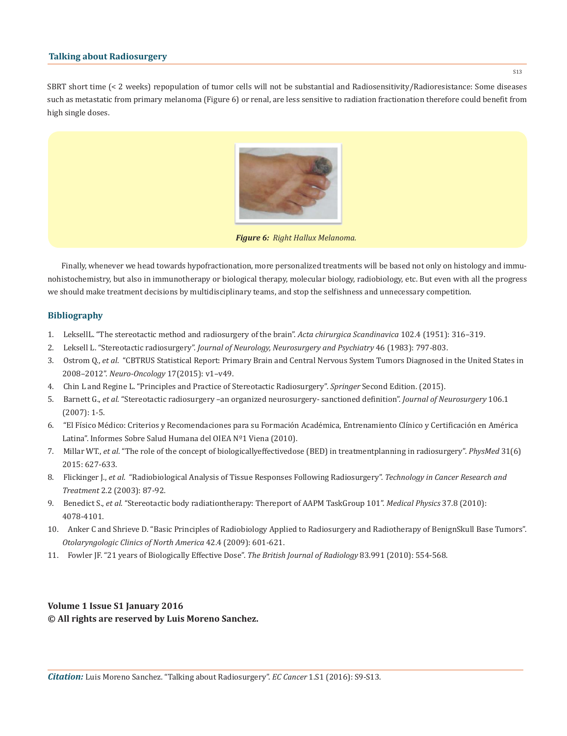SBRT short time (< 2 weeks) repopulation of tumor cells will not be substantial and Radiosensitivity/Radioresistance: Some diseases such as metastatic from primary melanoma (Figure 6) or renal, are less sensitive to radiation fractionation therefore could benefit from high single doses.

***Figure 6:** Right Hallux Melanoma.*

Finally, whenever we head towards hypofractionation, more personalized treatments will be based not only on histology and immunohistochemistry, but also in immunotherapy or biological therapy, molecular biology, radiobiology, etc. But even with all the progress we should make treatment decisions by multidisciplinary teams, and stop the selfishness and unnecessary competition.

## Bibliography

1. LeksellL. "The stereotactic method and radiosurgery of the brain". *Acta chirurgica Scandinavica* 102.4 (1951): 316–319.
2. Leksell L. "Stereotactic radiosurgery". *Journal of Neurology, Neurosurgery and Psychiatry* 46 (1983): 797-803.
3. Ostrom Q., *et al.* "CBTRUS Statistical Report: Primary Brain and Central Nervous System Tumors Diagnosed in the United States in 2008–2012". *Neuro-Oncology* 17(2015): v1–v49.
4. Chin L and Regine L. "Principles and Practice of Stereotactic Radiosurgery". *Springer* Second Edition. (2015).
5. Barnett G., *et al.* "Stereotactic radiosurgery –an organized neurosurgery- sanctioned definition". *Journal of Neurosurgery* 106.1 (2007): 1-5.
6. "El Físico Médico: Criterios y Recomendaciones para su Formación Académica, Entrenamiento Clínico y Certificación en América Latina". Informes Sobre Salud Humana del OIEA Nº1 Viena (2010).
7. Millar WT., *et al.* "The role of the concept of biologicallyeffectivedose (BED) in treatmentplanning in radiosurgery". *PhysMed* 31(6) 2015: 627-633.
8. Flickinger J., *et al.* "Radiobiological Analysis of Tissue Responses Following Radiosurgery". *Technology in Cancer Research and Treatment* 2.2 (2003): 87-92.
9. Benedict S., *et al.* "Stereotactic body radiationtherapy: Thereport of AAPM TaskGroup 101". *Medical Physics* 37.8 (2010): 4078-4101.
10. Anker C and Shrieve D. "Basic Principles of Radiobiology Applied to Radiosurgery and Radiotherapy of BenignSkull Base Tumors". *Otolaryngologic Clinics of North America* 42.4 (2009): 601-621.
11. Fowler JF. "21 years of Biologically Effective Dose". *The British Journal of Radiology* 83.991 (2010): 554-568.

**Volume 1 Issue S1 January 2016**
**© All rights are reserved by Luis Moreno Sanchez.**